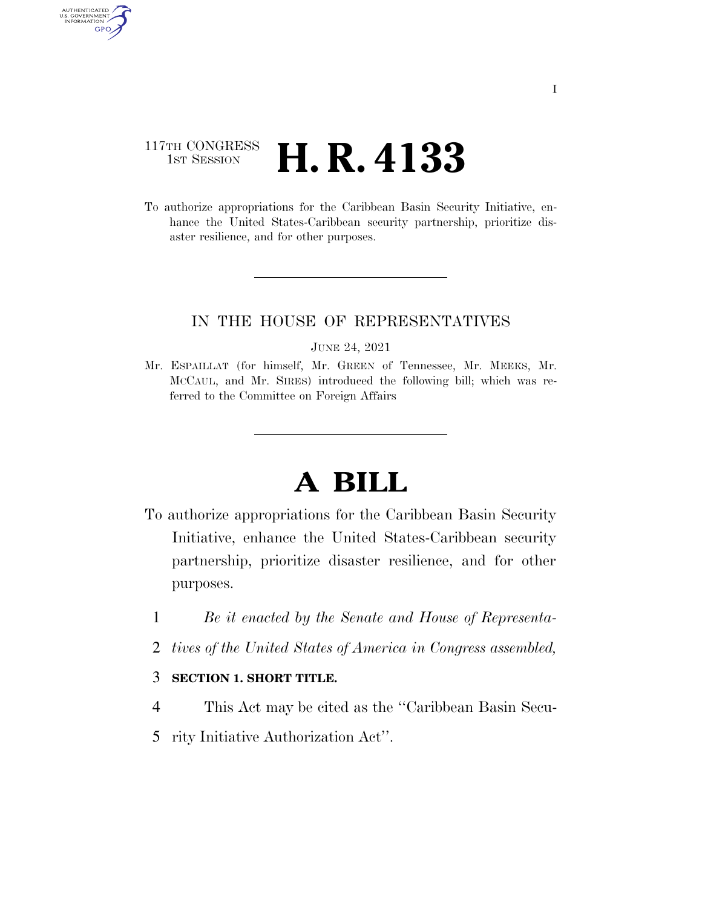117TH CONGRESS
1ST SESSION

# H. R. 4133

To authorize appropriations for the Caribbean Basin Security Initiative, enhance the United States-Caribbean security partnership, prioritize disaster resilience, and for other purposes.

IN THE HOUSE OF REPRESENTATIVES

JUNE 24, 2021

Mr. ESPAILLAT (for himself, Mr. GREEN of Tennessee, Mr. MEEKS, Mr. MCCAUL, and Mr. SIRES) introduced the following bill; which was referred to the Committee on Foreign Affairs

# A BILL

To authorize appropriations for the Caribbean Basin Security Initiative, enhance the United States-Caribbean security partnership, prioritize disaster resilience, and for other purposes.

1 *Be it enacted by the Senate and House of Representa-*
2 *tives of the United States of America in Congress assembled,*

3 **SECTION 1. SHORT TITLE.**

4 This Act may be cited as the ''Caribbean Basin Secu-
5 rity Initiative Authorization Act''.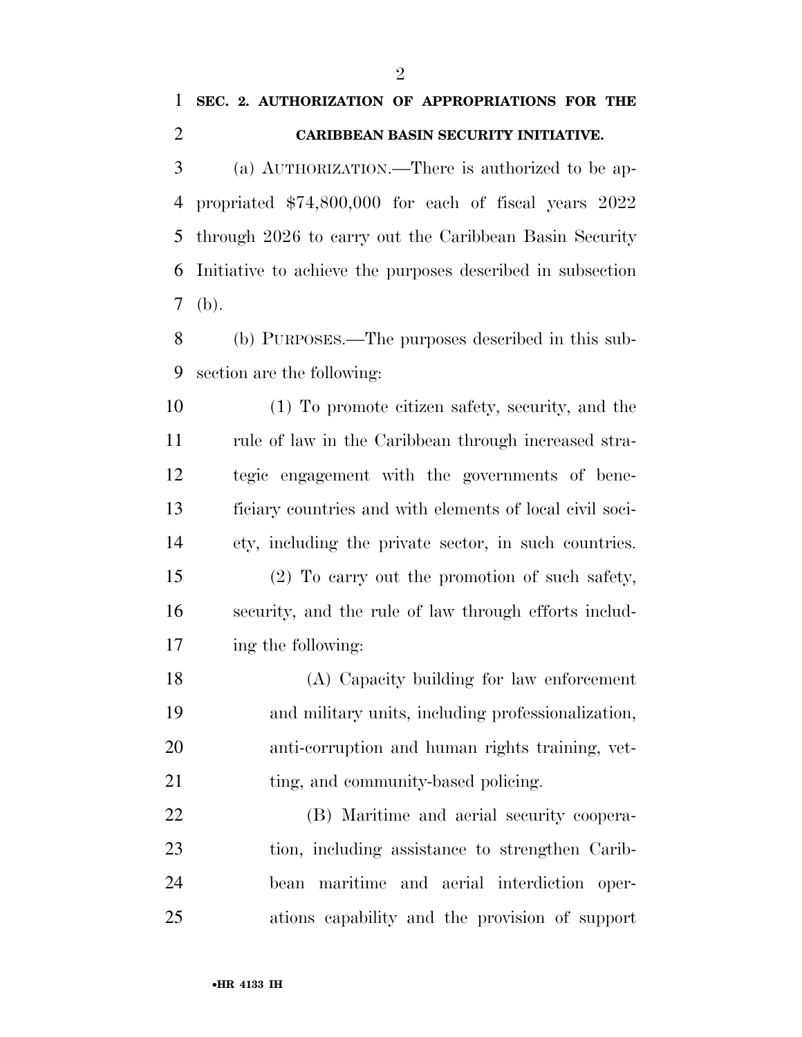**SEC. 2. AUTHORIZATION OF APPROPRIATIONS FOR THE CARIBBEAN BASIN SECURITY INITIATIVE.**

(a) AUTHORIZATION.—There is authorized to be appropriated $74,800,000 for each of fiscal years 2022 through 2026 to carry out the Caribbean Basin Security Initiative to achieve the purposes described in subsection (b).

(b) PURPOSES.—The purposes described in this subsection are the following:

(1) To promote citizen safety, security, and the rule of law in the Caribbean through increased strategic engagement with the governments of beneficiary countries and with elements of local civil society, including the private sector, in such countries.

(2) To carry out the promotion of such safety, security, and the rule of law through efforts including the following:

(A) Capacity building for law enforcement and military units, including professionalization, anti-corruption and human rights training, vetting, and community-based policing.

(B) Maritime and aerial security cooperation, including assistance to strengthen Caribbean maritime and aerial interdiction operations capability and the provision of support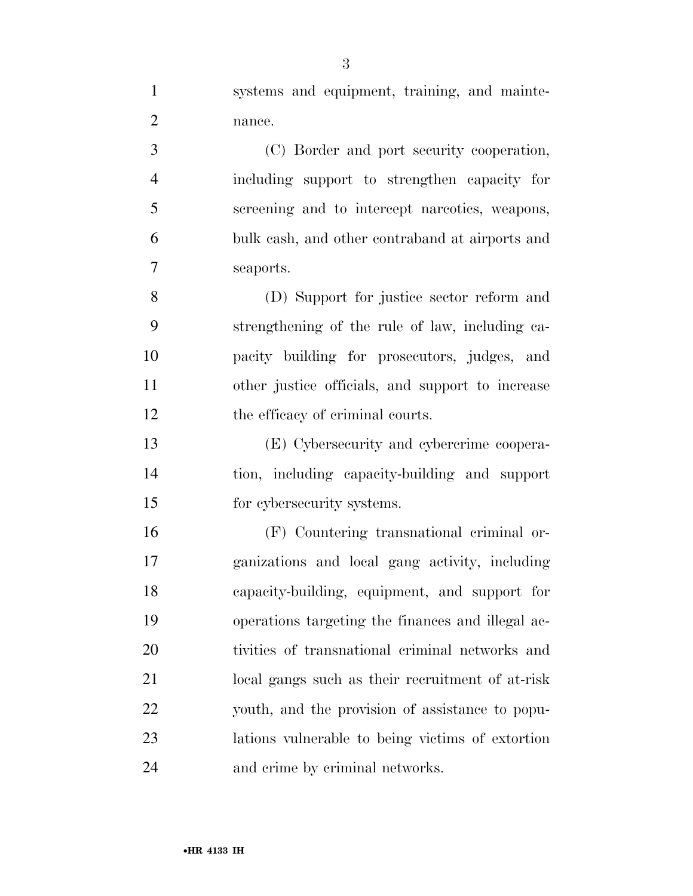systems and equipment, training, and maintenance.

(C) Border and port security cooperation, including support to strengthen capacity for screening and to intercept narcotics, weapons, bulk cash, and other contraband at airports and seaports.

(D) Support for justice sector reform and strengthening of the rule of law, including capacity building for prosecutors, judges, and other justice officials, and support to increase the efficacy of criminal courts.

(E) Cybersecurity and cybercrime cooperation, including capacity-building and support for cybersecurity systems.

(F) Countering transnational criminal organizations and local gang activity, including capacity-building, equipment, and support for operations targeting the finances and illegal activities of transnational criminal networks and local gangs such as their recruitment of at-risk youth, and the provision of assistance to populations vulnerable to being victims of extortion and crime by criminal networks.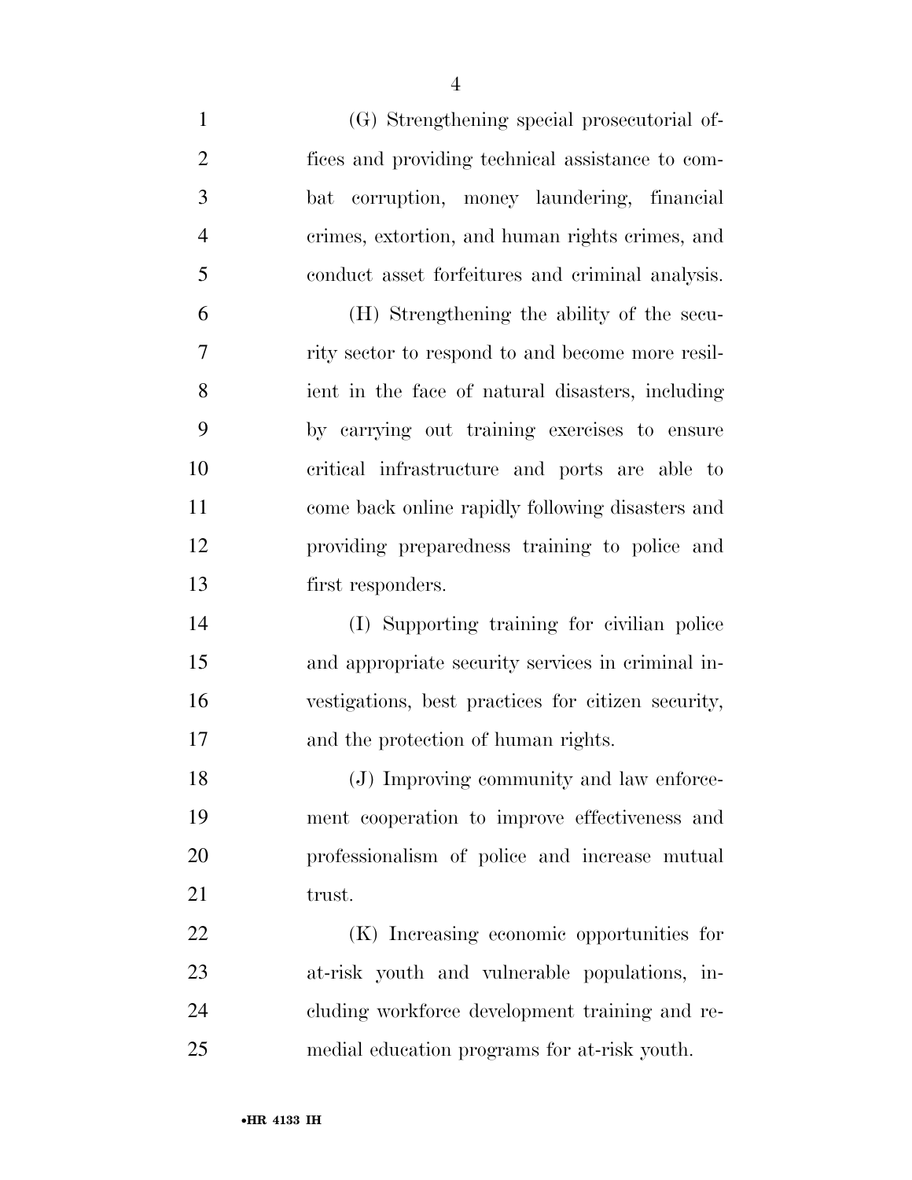(G) Strengthening special prosecutorial offices and providing technical assistance to combat corruption, money laundering, financial crimes, extortion, and human rights crimes, and conduct asset forfeitures and criminal analysis.

(H) Strengthening the ability of the security sector to respond to and become more resilient in the face of natural disasters, including by carrying out training exercises to ensure critical infrastructure and ports are able to come back online rapidly following disasters and providing preparedness training to police and first responders.

(I) Supporting training for civilian police and appropriate security services in criminal investigations, best practices for citizen security, and the protection of human rights.

(J) Improving community and law enforcement cooperation to improve effectiveness and professionalism of police and increase mutual trust.

(K) Increasing economic opportunities for at-risk youth and vulnerable populations, including workforce development training and remedial education programs for at-risk youth.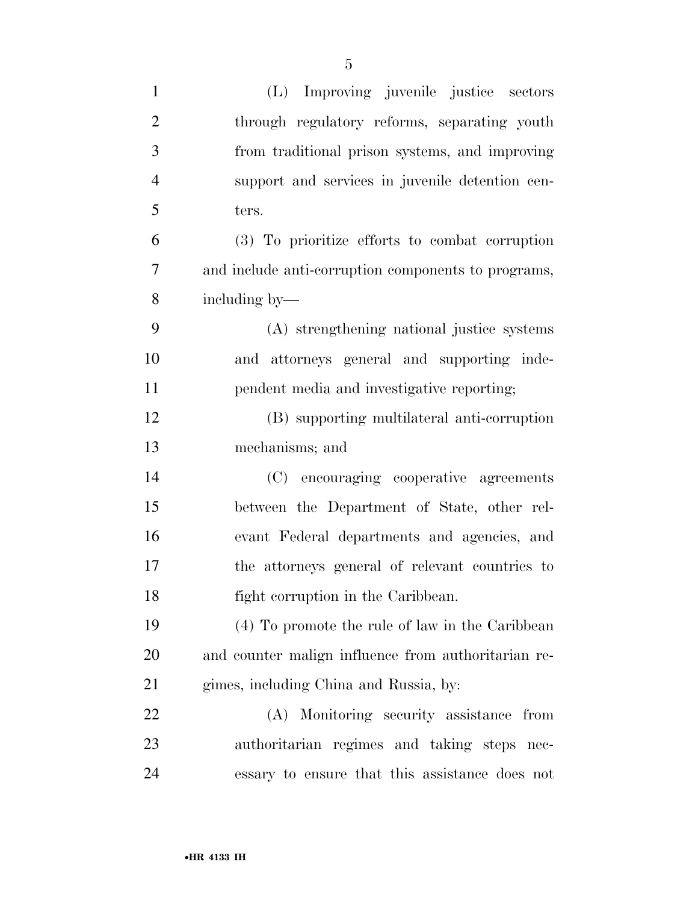(L) Improving juvenile justice sectors through regulatory reforms, separating youth from traditional prison systems, and improving support and services in juvenile detention centers.

(3) To prioritize efforts to combat corruption and include anti-corruption components to programs, including by—

(A) strengthening national justice systems and attorneys general and supporting independent media and investigative reporting;

(B) supporting multilateral anti-corruption mechanisms; and

(C) encouraging cooperative agreements between the Department of State, other relevant Federal departments and agencies, and the attorneys general of relevant countries to fight corruption in the Caribbean.

(4) To promote the rule of law in the Caribbean and counter malign influence from authoritarian regimes, including China and Russia, by:

(A) Monitoring security assistance from authoritarian regimes and taking steps necessary to ensure that this assistance does not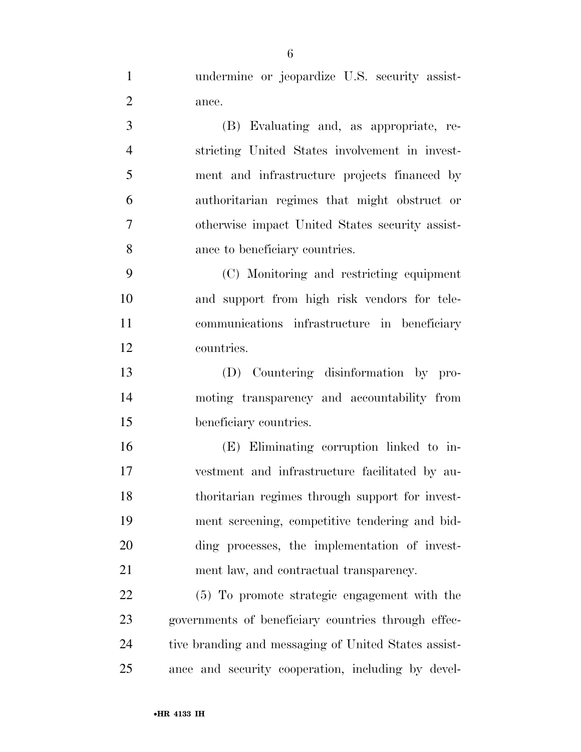undermine or jeopardize U.S. security assistance.

(B) Evaluating and, as appropriate, restricting United States involvement in investment and infrastructure projects financed by authoritarian regimes that might obstruct or otherwise impact United States security assistance to beneficiary countries.

(C) Monitoring and restricting equipment and support from high risk vendors for telecommunications infrastructure in beneficiary countries.

(D) Countering disinformation by promoting transparency and accountability from beneficiary countries.

(E) Eliminating corruption linked to investment and infrastructure facilitated by authoritarian regimes through support for investment screening, competitive tendering and bidding processes, the implementation of investment law, and contractual transparency.

(5) To promote strategic engagement with the governments of beneficiary countries through effective branding and messaging of United States assistance and security cooperation, including by devel-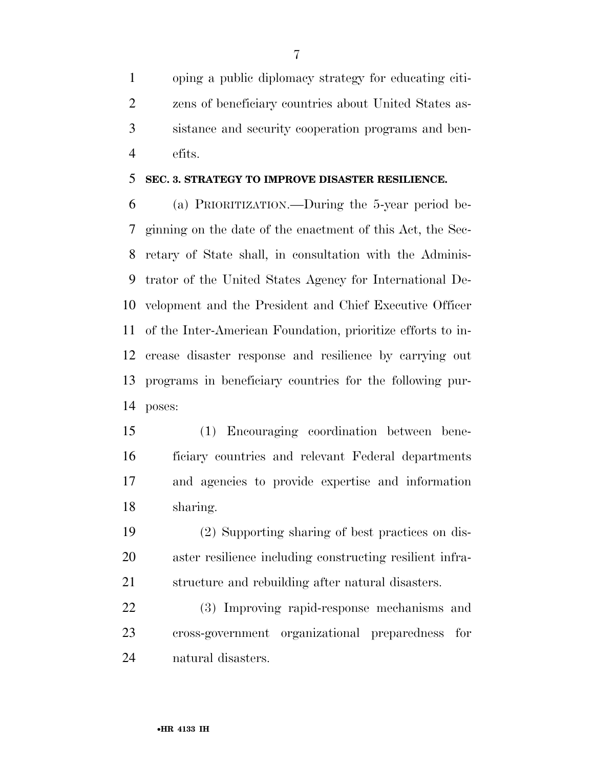oping a public diplomacy strategy for educating citizens of beneficiary countries about United States assistance and security cooperation programs and benefits.

**SEC. 3. STRATEGY TO IMPROVE DISASTER RESILIENCE.**

(a) PRIORITIZATION.—During the 5-year period beginning on the date of the enactment of this Act, the Secretary of State shall, in consultation with the Administrator of the United States Agency for International Development and the President and Chief Executive Officer of the Inter-American Foundation, prioritize efforts to increase disaster response and resilience by carrying out programs in beneficiary countries for the following purposes:

(1) Encouraging coordination between beneficiary countries and relevant Federal departments and agencies to provide expertise and information sharing.

(2) Supporting sharing of best practices on disaster resilience including constructing resilient infrastructure and rebuilding after natural disasters.

(3) Improving rapid-response mechanisms and cross-government organizational preparedness for natural disasters.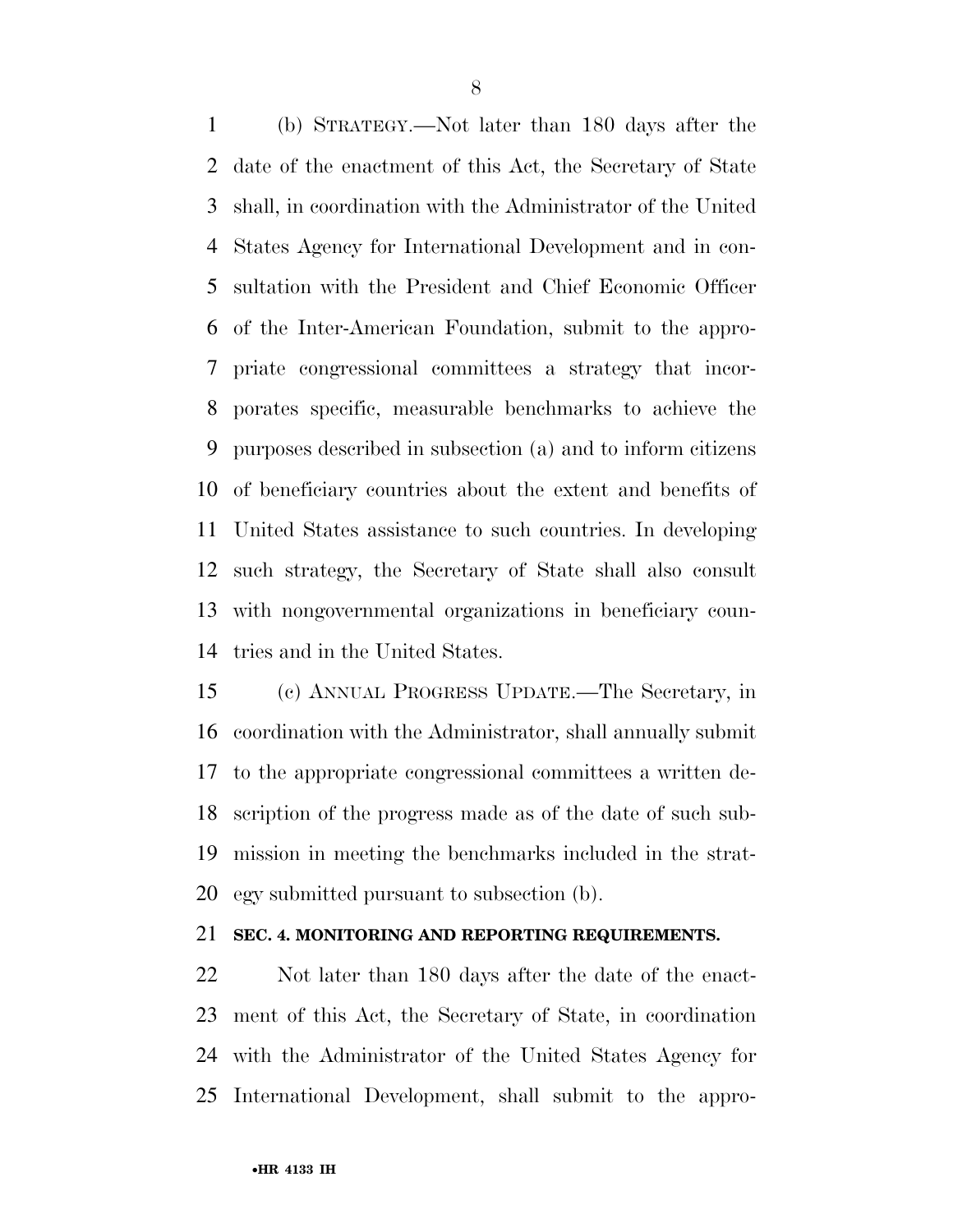(b) STRATEGY.—Not later than 180 days after the date of the enactment of this Act, the Secretary of State shall, in coordination with the Administrator of the United States Agency for International Development and in consultation with the President and Chief Economic Officer of the Inter-American Foundation, submit to the appropriate congressional committees a strategy that incorporates specific, measurable benchmarks to achieve the purposes described in subsection (a) and to inform citizens of beneficiary countries about the extent and benefits of United States assistance to such countries. In developing such strategy, the Secretary of State shall also consult with nongovernmental organizations in beneficiary countries and in the United States.

(c) ANNUAL PROGRESS UPDATE.—The Secretary, in coordination with the Administrator, shall annually submit to the appropriate congressional committees a written description of the progress made as of the date of such submission in meeting the benchmarks included in the strategy submitted pursuant to subsection (b).

**SEC. 4. MONITORING AND REPORTING REQUIREMENTS.**

Not later than 180 days after the date of the enactment of this Act, the Secretary of State, in coordination with the Administrator of the United States Agency for International Development, shall submit to the appro-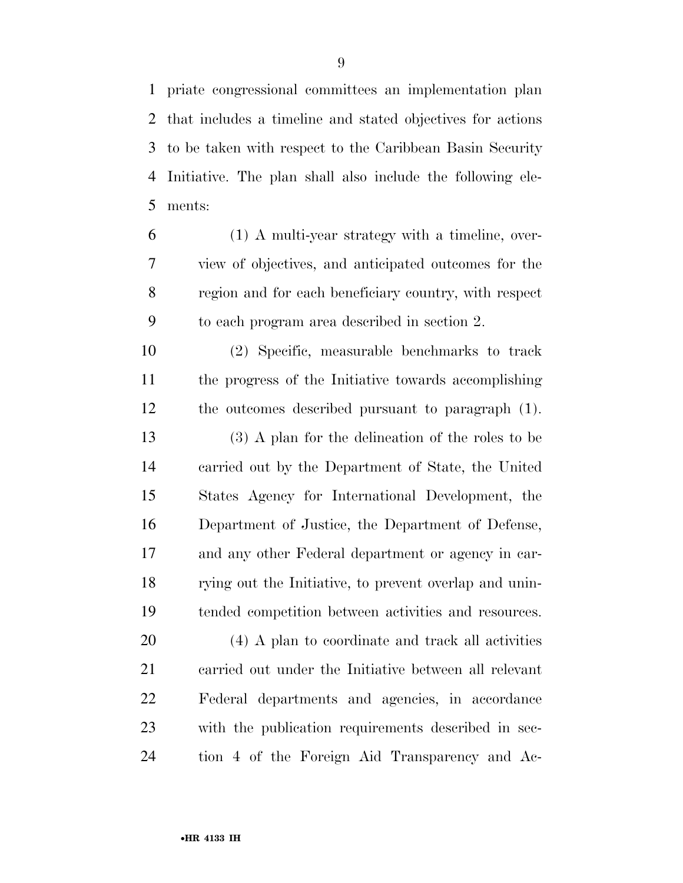priate congressional committees an implementation plan that includes a timeline and stated objectives for actions to be taken with respect to the Caribbean Basin Security Initiative. The plan shall also include the following elements:

(1) A multi-year strategy with a timeline, overview of objectives, and anticipated outcomes for the region and for each beneficiary country, with respect to each program area described in section 2.

(2) Specific, measurable benchmarks to track the progress of the Initiative towards accomplishing the outcomes described pursuant to paragraph (1).

(3) A plan for the delineation of the roles to be carried out by the Department of State, the United States Agency for International Development, the Department of Justice, the Department of Defense, and any other Federal department or agency in carrying out the Initiative, to prevent overlap and unintended competition between activities and resources.

(4) A plan to coordinate and track all activities carried out under the Initiative between all relevant Federal departments and agencies, in accordance with the publication requirements described in section 4 of the Foreign Aid Transparency and Ac-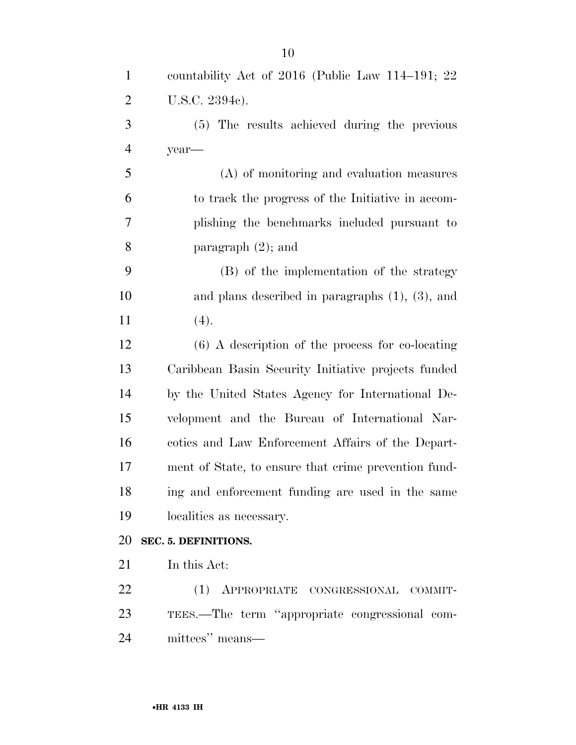countability Act of 2016 (Public Law 114–191; 22 U.S.C. 2394c).

(5) The results achieved during the previous year—

(A) of monitoring and evaluation measures to track the progress of the Initiative in accomplishing the benchmarks included pursuant to paragraph (2); and

(B) of the implementation of the strategy and plans described in paragraphs (1), (3), and (4).

(6) A description of the process for co-locating Caribbean Basin Security Initiative projects funded by the United States Agency for International Development and the Bureau of International Narcotics and Law Enforcement Affairs of the Department of State, to ensure that crime prevention funding and enforcement funding are used in the same localities as necessary.

**SEC. 5. DEFINITIONS.**

In this Act:

(1) APPROPRIATE CONGRESSIONAL COMMITTEES.—The term ''appropriate congressional committees'' means—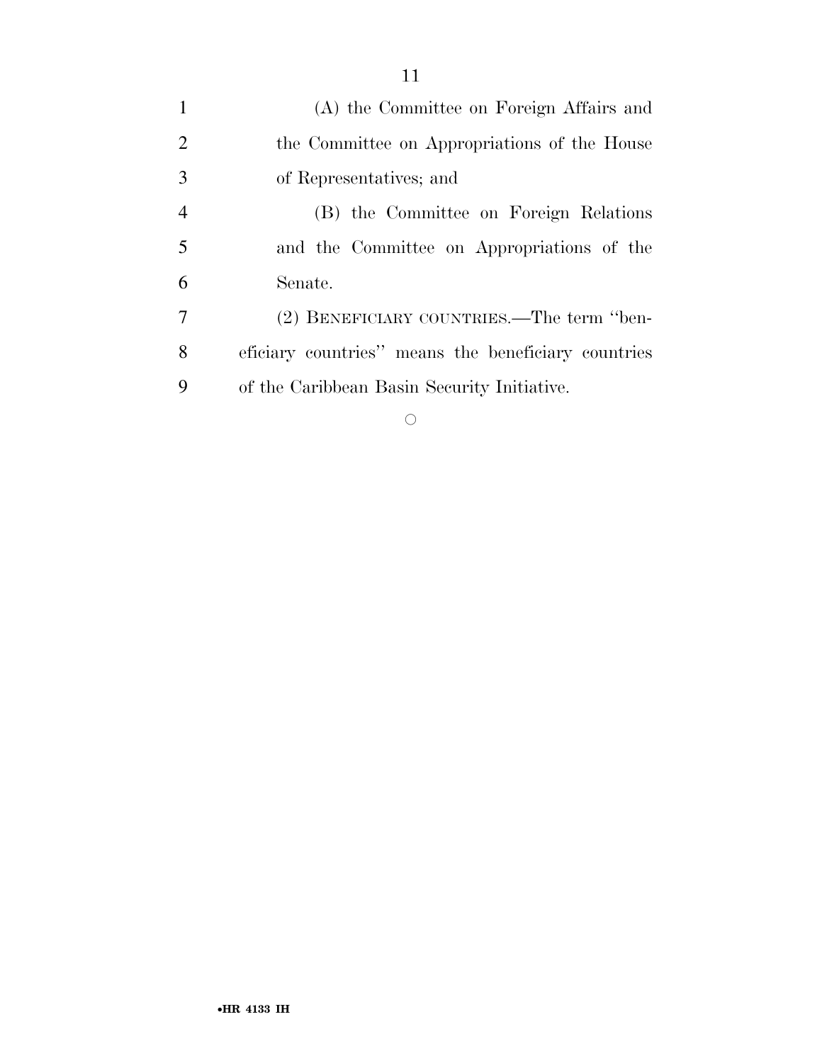(A) the Committee on Foreign Affairs and the Committee on Appropriations of the House of Representatives; and

(B) the Committee on Foreign Relations and the Committee on Appropriations of the Senate.

(2) BENEFICIARY COUNTRIES.—The term "beneficiary countries" means the beneficiary countries of the Caribbean Basin Security Initiative.

○